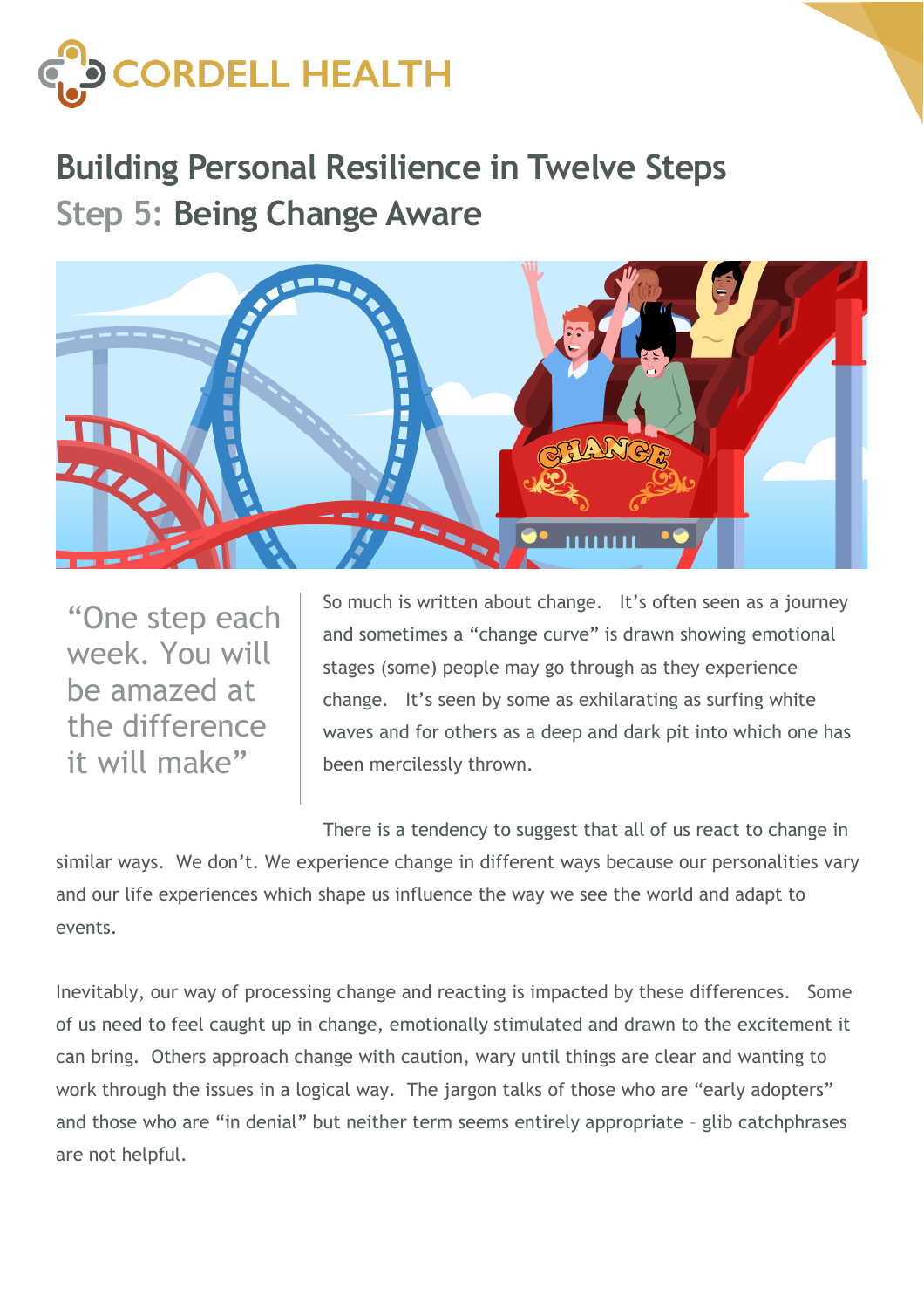CORDELL HEALTH

# Building Personal Resilience in Twelve Steps

## Step 5: Being Change Aware

> "One step each week. You will be amazed at the difference it will make"

So much is written about change. It's often seen as a journey and sometimes a "change curve" is drawn showing emotional stages (some) people may go through as they experience change. It's seen by some as exhilarating as surfing white waves and for others as a deep and dark pit into which one has been mercilessly thrown.

There is a tendency to suggest that all of us react to change in similar ways. We don't. We experience change in different ways because our personalities vary and our life experiences which shape us influence the way we see the world and adapt to events.

Inevitably, our way of processing change and reacting is impacted by these differences. Some of us need to feel caught up in change, emotionally stimulated and drawn to the excitement it can bring. Others approach change with caution, wary until things are clear and wanting to work through the issues in a logical way. The jargon talks of those who are "early adopters" and those who are "in denial" but neither term seems entirely appropriate – glib catchphrases are not helpful.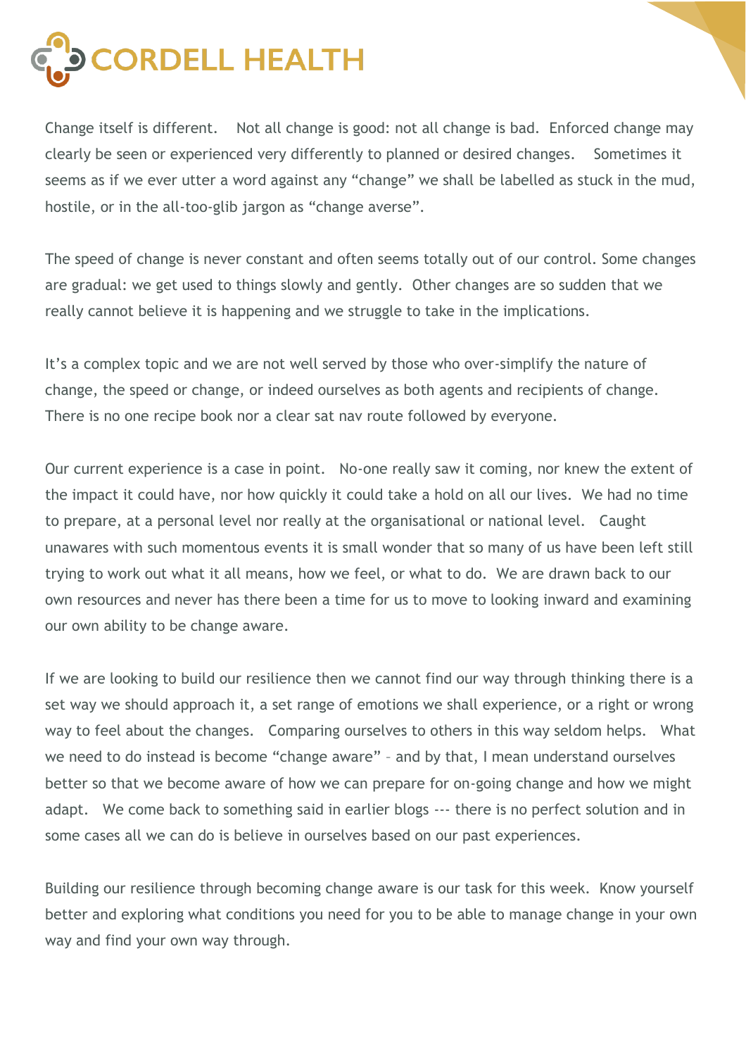Change itself is different. Not all change is good: not all change is bad. Enforced change may clearly be seen or experienced very differently to planned or desired changes. Sometimes it seems as if we ever utter a word against any "change" we shall be labelled as stuck in the mud, hostile, or in the all-too-glib jargon as "change averse".

The speed of change is never constant and often seems totally out of our control. Some changes are gradual: we get used to things slowly and gently. Other changes are so sudden that we really cannot believe it is happening and we struggle to take in the implications.

It's a complex topic and we are not well served by those who over-simplify the nature of change, the speed or change, or indeed ourselves as both agents and recipients of change. There is no one recipe book nor a clear sat nav route followed by everyone.

Our current experience is a case in point. No-one really saw it coming, nor knew the extent of the impact it could have, nor how quickly it could take a hold on all our lives. We had no time to prepare, at a personal level nor really at the organisational or national level. Caught unawares with such momentous events it is small wonder that so many of us have been left still trying to work out what it all means, how we feel, or what to do. We are drawn back to our own resources and never has there been a time for us to move to looking inward and examining our own ability to be change aware.

If we are looking to build our resilience then we cannot find our way through thinking there is a set way we should approach it, a set range of emotions we shall experience, or a right or wrong way to feel about the changes. Comparing ourselves to others in this way seldom helps. What we need to do instead is become "change aware" – and by that, I mean understand ourselves better so that we become aware of how we can prepare for on-going change and how we might adapt. We come back to something said in earlier blogs --- there is no perfect solution and in some cases all we can do is believe in ourselves based on our past experiences.

Building our resilience through becoming change aware is our task for this week. Know yourself better and exploring what conditions you need for you to be able to manage change in your own way and find your own way through.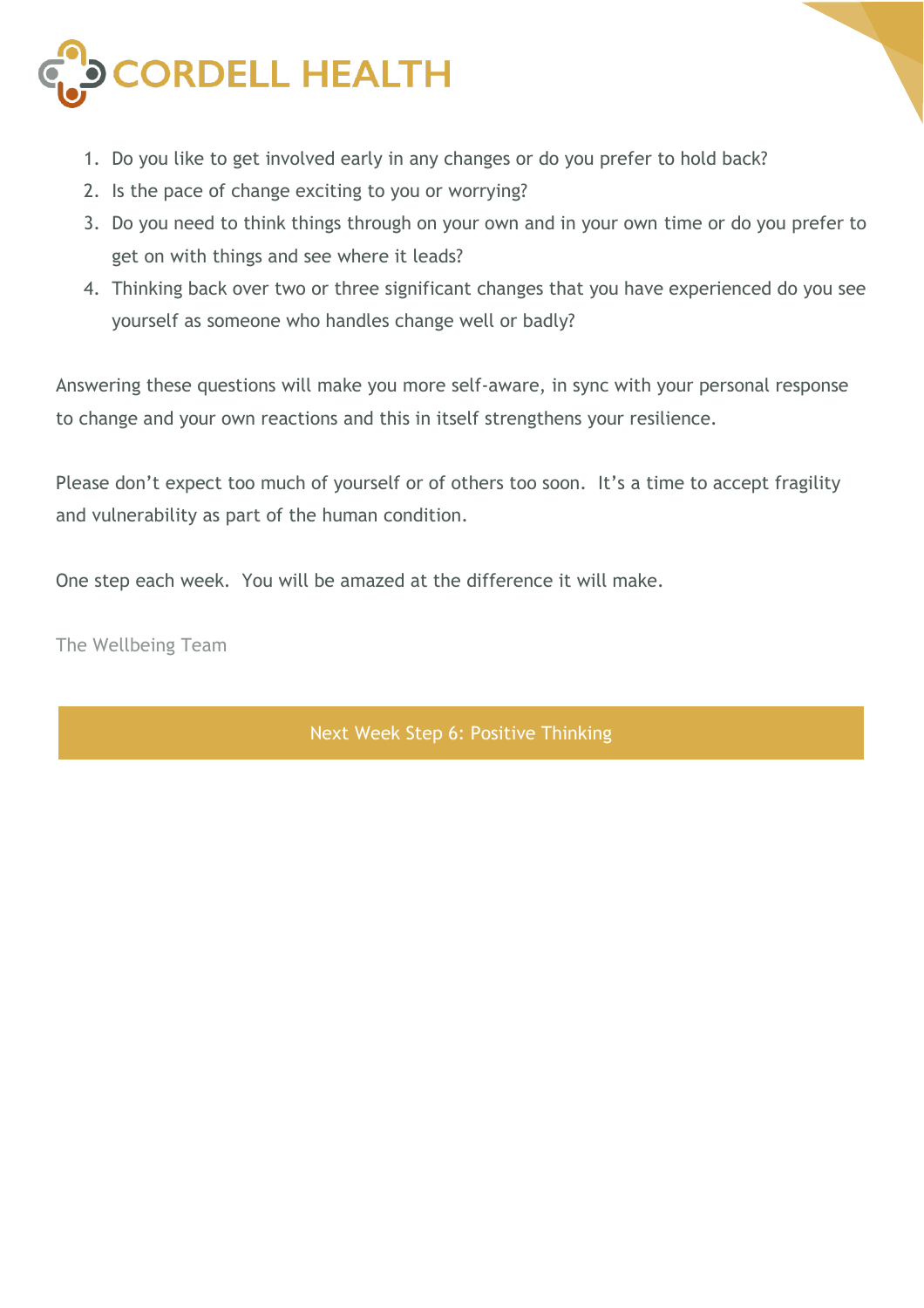1. Do you like to get involved early in any changes or do you prefer to hold back?
2. Is the pace of change exciting to you or worrying?
3. Do you need to think things through on your own and in your own time or do you prefer to get on with things and see where it leads?
4. Thinking back over two or three significant changes that you have experienced do you see yourself as someone who handles change well or badly?

Answering these questions will make you more self-aware, in sync with your personal response to change and your own reactions and this in itself strengthens your resilience.

Please don't expect too much of yourself or of others too soon. It's a time to accept fragility and vulnerability as part of the human condition.

One step each week. You will be amazed at the difference it will make.

The Wellbeing Team

**Next Week Step 6: Positive Thinking**